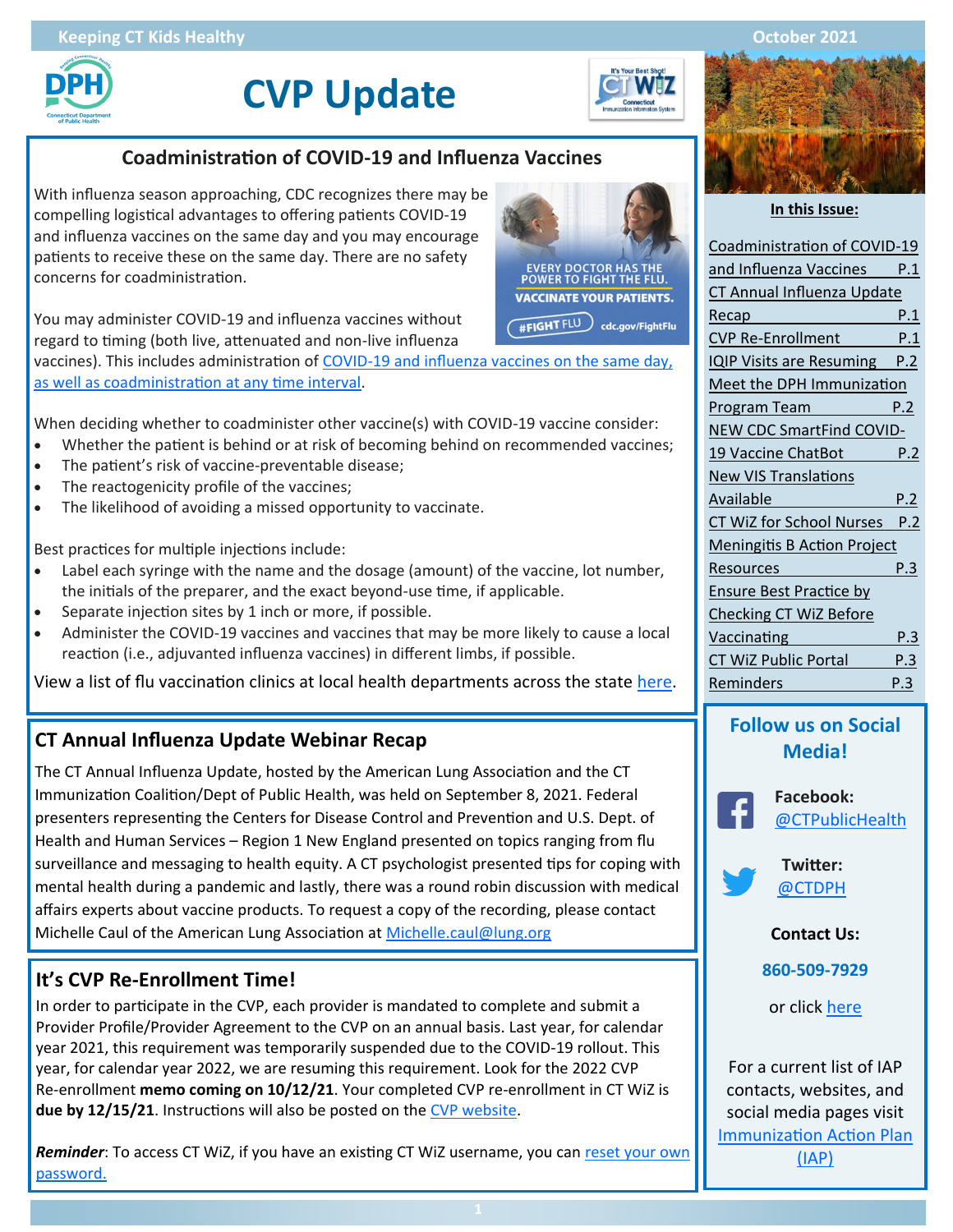Keeping CT Kids Healthy — October 2021

# CVP Update

## Coadministration of COVID-19 and Influenza Vaccines

With influenza season approaching, CDC recognizes there may be compelling logistical advantages to offering patients COVID-19 and influenza vaccines on the same day and you may encourage patients to receive these on the same day. There are no safety concerns for coadministration.

EVERY DOCTOR HAS THE POWER TO FIGHT THE FLU. VACCINATE YOUR PATIENTS. #FIGHT FLU cdc.gov/FightFlu

You may administer COVID-19 and influenza vaccines without regard to timing (both live, attenuated and non-live influenza vaccines). This includes administration of COVID-19 and influenza vaccines on the same day, as well as coadministration at any time interval.

When deciding whether to coadminister other vaccine(s) with COVID-19 vaccine consider:

- Whether the patient is behind or at risk of becoming behind on recommended vaccines;
- The patient's risk of vaccine-preventable disease;
- The reactogenicity profile of the vaccines;
- The likelihood of avoiding a missed opportunity to vaccinate.

Best practices for multiple injections include:

- Label each syringe with the name and the dosage (amount) of the vaccine, lot number, the initials of the preparer, and the exact beyond-use time, if applicable.
- Separate injection sites by 1 inch or more, if possible.
- Administer the COVID-19 vaccines and vaccines that may be more likely to cause a local reaction (i.e., adjuvanted influenza vaccines) in different limbs, if possible.

View a list of flu vaccination clinics at local health departments across the state here.

## CT Annual Influenza Update Webinar Recap

The CT Annual Influenza Update, hosted by the American Lung Association and the CT Immunization Coalition/Dept of Public Health, was held on September 8, 2021. Federal presenters representing the Centers for Disease Control and Prevention and U.S. Dept. of Health and Human Services – Region 1 New England presented on topics ranging from flu surveillance and messaging to health equity. A CT psychologist presented tips for coping with mental health during a pandemic and lastly, there was a round robin discussion with medical affairs experts about vaccine products. To request a copy of the recording, please contact Michelle Caul of the American Lung Association at Michelle.caul@lung.org

## It's CVP Re-Enrollment Time!

In order to participate in the CVP, each provider is mandated to complete and submit a Provider Profile/Provider Agreement to the CVP on an annual basis. Last year, for calendar year 2021, this requirement was temporarily suspended due to the COVID-19 rollout. This year, for calendar year 2022, we are resuming this requirement. Look for the 2022 CVP Re-enrollment **memo coming on 10/12/21**. Your completed CVP re-enrollment in CT WiZ is **due by 12/15/21**. Instructions will also be posted on the CVP website.

***Reminder***: To access CT WiZ, if you have an existing CT WiZ username, you can reset your own password.

### In this Issue:

- Coadministration of COVID-19 and Influenza Vaccines — P.1
- CT Annual Influenza Update Recap — P.1
- CVP Re-Enrollment — P.1
- IQIP Visits are Resuming — P.2
- Meet the DPH Immunization Program Team — P.2
- NEW CDC SmartFind COVID-19 Vaccine ChatBot — P.2
- New VIS Translations Available — P.2
- CT WiZ for School Nurses — P.2
- Meningitis B Action Project Resources — P.3
- Ensure Best Practice by Checking CT WiZ Before Vaccinating — P.3
- CT WiZ Public Portal — P.3
- Reminders — P.3

### Follow us on Social Media!

**Facebook:** @CTPublicHealth

**Twitter:** @CTDPH

**Contact Us:**

**860-509-7929**

or click here

For a current list of IAP contacts, websites, and social media pages visit Immunization Action Plan (IAP)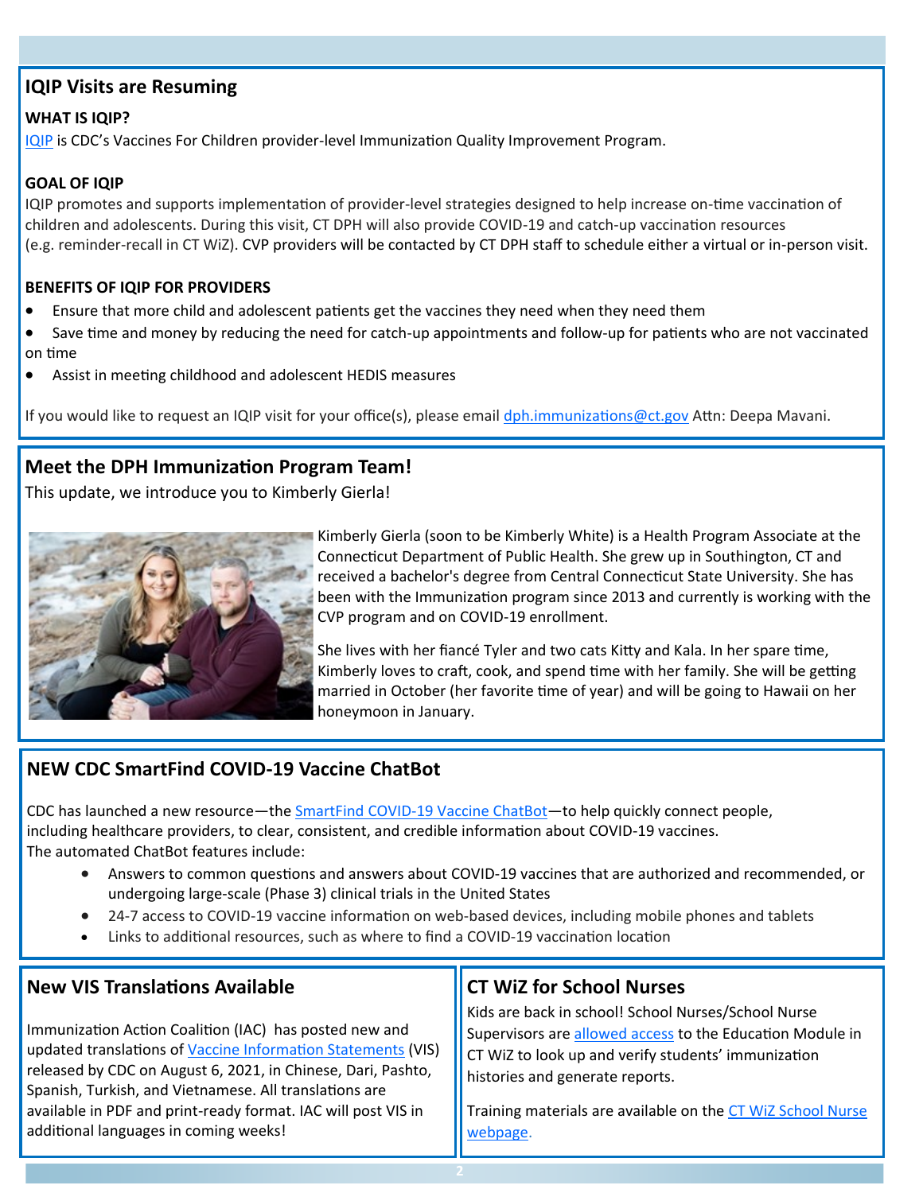## IQIP Visits are Resuming

**WHAT IS IQIP?**

IQIP is CDC's Vaccines For Children provider-level Immunization Quality Improvement Program.

**GOAL OF IQIP**

IQIP promotes and supports implementation of provider-level strategies designed to help increase on-time vaccination of children and adolescents. During this visit, CT DPH will also provide COVID-19 and catch-up vaccination resources (e.g. reminder-recall in CT WiZ). CVP providers will be contacted by CT DPH staff to schedule either a virtual or in-person visit.

**BENEFITS OF IQIP FOR PROVIDERS**

- Ensure that more child and adolescent patients get the vaccines they need when they need them
- Save time and money by reducing the need for catch-up appointments and follow-up for patients who are not vaccinated on time
- Assist in meeting childhood and adolescent HEDIS measures

If you would like to request an IQIP visit for your office(s), please email dph.immunizations@ct.gov Attn: Deepa Mavani.

## Meet the DPH Immunization Program Team!

This update, we introduce you to Kimberly Gierla!

Kimberly Gierla (soon to be Kimberly White) is a Health Program Associate at the Connecticut Department of Public Health. She grew up in Southington, CT and received a bachelor's degree from Central Connecticut State University. She has been with the Immunization program since 2013 and currently is working with the CVP program and on COVID-19 enrollment.

She lives with her fiancé Tyler and two cats Kitty and Kala. In her spare time, Kimberly loves to craft, cook, and spend time with her family. She will be getting married in October (her favorite time of year) and will be going to Hawaii on her honeymoon in January.

## NEW CDC SmartFind COVID-19 Vaccine ChatBot

CDC has launched a new resource—the SmartFind COVID-19 Vaccine ChatBot—to help quickly connect people, including healthcare providers, to clear, consistent, and credible information about COVID-19 vaccines. The automated ChatBot features include:

- Answers to common questions and answers about COVID-19 vaccines that are authorized and recommended, or undergoing large-scale (Phase 3) clinical trials in the United States
- 24-7 access to COVID-19 vaccine information on web-based devices, including mobile phones and tablets
- Links to additional resources, such as where to find a COVID-19 vaccination location

## New VIS Translations Available

Immunization Action Coalition (IAC) has posted new and updated translations of Vaccine Information Statements (VIS) released by CDC on August 6, 2021, in Chinese, Dari, Pashto, Spanish, Turkish, and Vietnamese. All translations are available in PDF and print-ready format. IAC will post VIS in additional languages in coming weeks!

## CT WiZ for School Nurses

Kids are back in school! School Nurses/School Nurse Supervisors are allowed access to the Education Module in CT WiZ to look up and verify students' immunization histories and generate reports.

Training materials are available on the CT WiZ School Nurse webpage.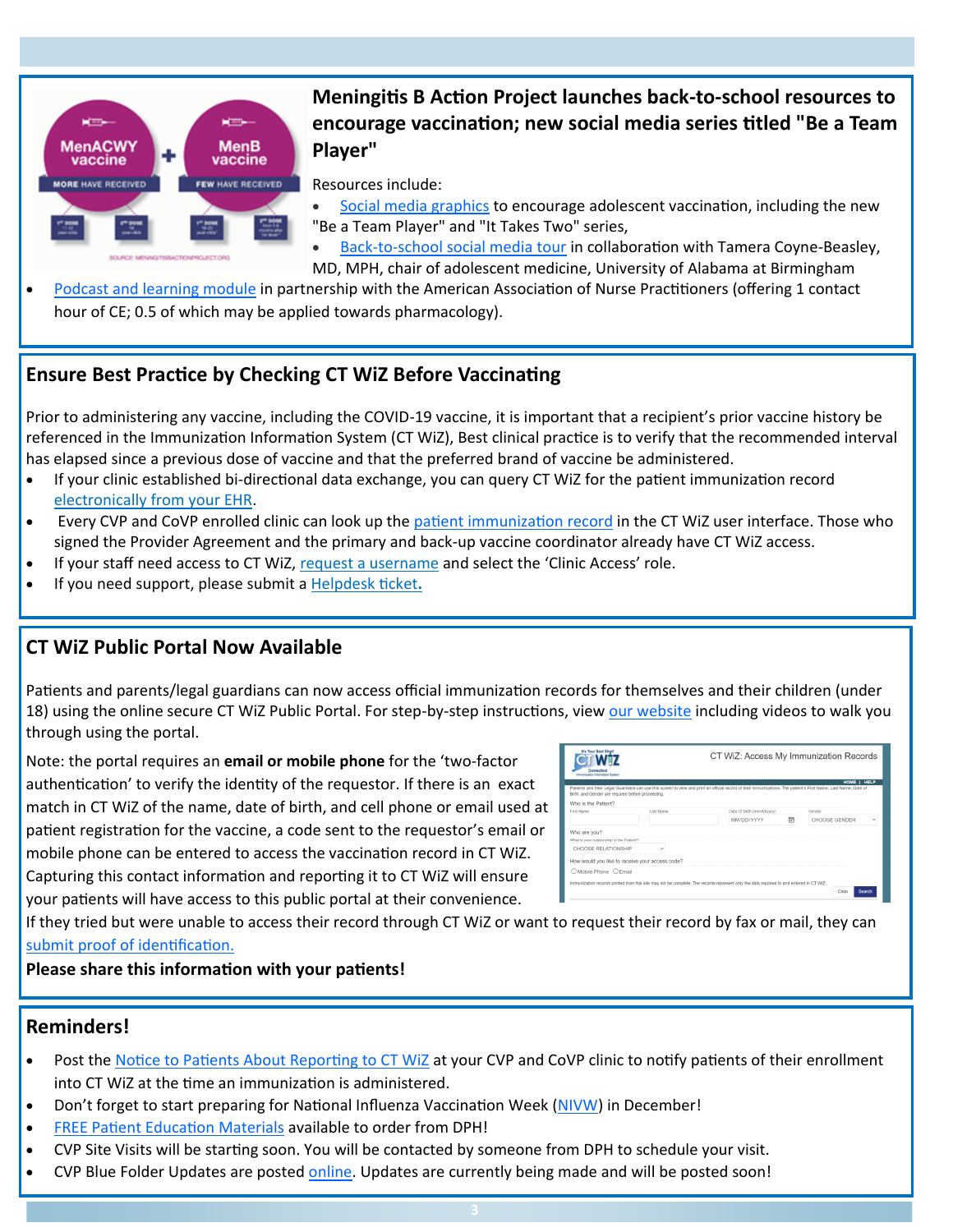## Meningitis B Action Project launches back-to-school resources to encourage vaccination; new social media series titled "Be a Team Player"

Resources include:

- Social media graphics to encourage adolescent vaccination, including the new "Be a Team Player" and "It Takes Two" series,
- Back-to-school social media tour in collaboration with Tamera Coyne-Beasley, MD, MPH, chair of adolescent medicine, University of Alabama at Birmingham
- Podcast and learning module in partnership with the American Association of Nurse Practitioners (offering 1 contact hour of CE; 0.5 of which may be applied towards pharmacology).

## Ensure Best Practice by Checking CT WiZ Before Vaccinating

Prior to administering any vaccine, including the COVID-19 vaccine, it is important that a recipient's prior vaccine history be referenced in the Immunization Information System (CT WiZ), Best clinical practice is to verify that the recommended interval has elapsed since a previous dose of vaccine and that the preferred brand of vaccine be administered.

- If your clinic established bi-directional data exchange, you can query CT WiZ for the patient immunization record electronically from your EHR.
- Every CVP and CoVP enrolled clinic can look up the patient immunization record in the CT WiZ user interface. Those who signed the Provider Agreement and the primary and back-up vaccine coordinator already have CT WiZ access.
- If your staff need access to CT WiZ, request a username and select the 'Clinic Access' role.
- If you need support, please submit a Helpdesk ticket.

## CT WiZ Public Portal Now Available

Patients and parents/legal guardians can now access official immunization records for themselves and their children (under 18) using the online secure CT WiZ Public Portal. For step-by-step instructions, view our website including videos to walk you through using the portal.

Note: the portal requires an **email or mobile phone** for the 'two-factor authentication' to verify the identity of the requestor. If there is an exact match in CT WiZ of the name, date of birth, and cell phone or email used at patient registration for the vaccine, a code sent to the requestor's email or mobile phone can be entered to access the vaccination record in CT WiZ. Capturing this contact information and reporting it to CT WiZ will ensure your patients will have access to this public portal at their convenience.

If they tried but were unable to access their record through CT WiZ or want to request their record by fax or mail, they can submit proof of identification.

**Please share this information with your patients!**

## Reminders!

- Post the Notice to Patients About Reporting to CT WiZ at your CVP and CoVP clinic to notify patients of their enrollment into CT WiZ at the time an immunization is administered.
- Don't forget to start preparing for National Influenza Vaccination Week (NIVW) in December!
- FREE Patient Education Materials available to order from DPH!
- CVP Site Visits will be starting soon. You will be contacted by someone from DPH to schedule your visit.
- CVP Blue Folder Updates are posted online. Updates are currently being made and will be posted soon!